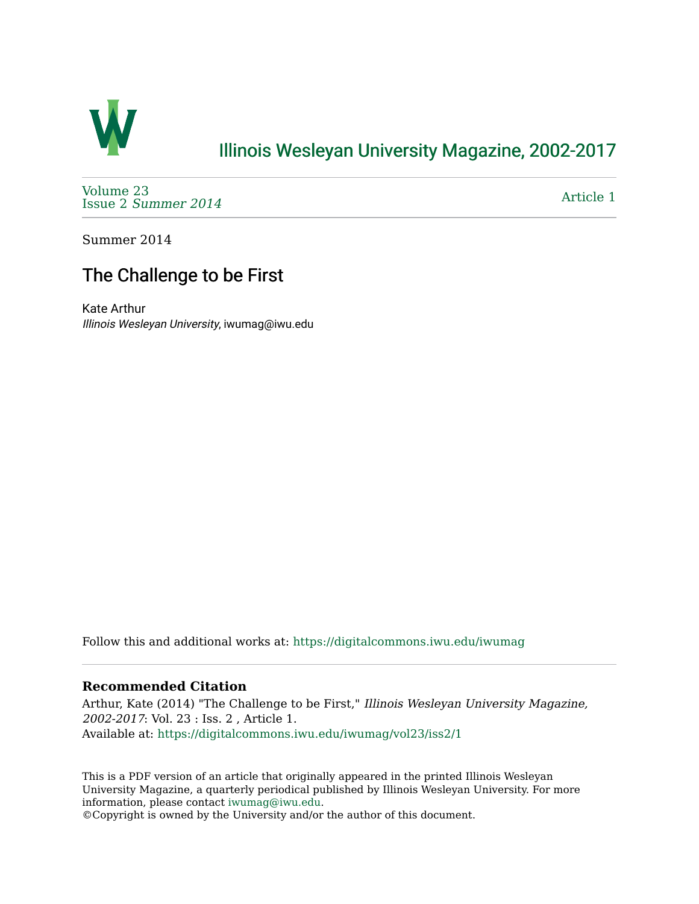# Illinois Wesleyan University Magazine, 2002-2017

Volume 23
Issue 2 *Summer 2014*

Article 1

Summer 2014

## The Challenge to be First

Kate Arthur
*Illinois Wesleyan University*, iwumag@iwu.edu

Follow this and additional works at: https://digitalcommons.iwu.edu/iwumag

### Recommended Citation

Arthur, Kate (2014) "The Challenge to be First," *Illinois Wesleyan University Magazine, 2002-2017*: Vol. 23 : Iss. 2 , Article 1.
Available at: https://digitalcommons.iwu.edu/iwumag/vol23/iss2/1

This is a PDF version of an article that originally appeared in the printed Illinois Wesleyan University Magazine, a quarterly periodical published by Illinois Wesleyan University. For more information, please contact iwumag@iwu.edu.
©Copyright is owned by the University and/or the author of this document.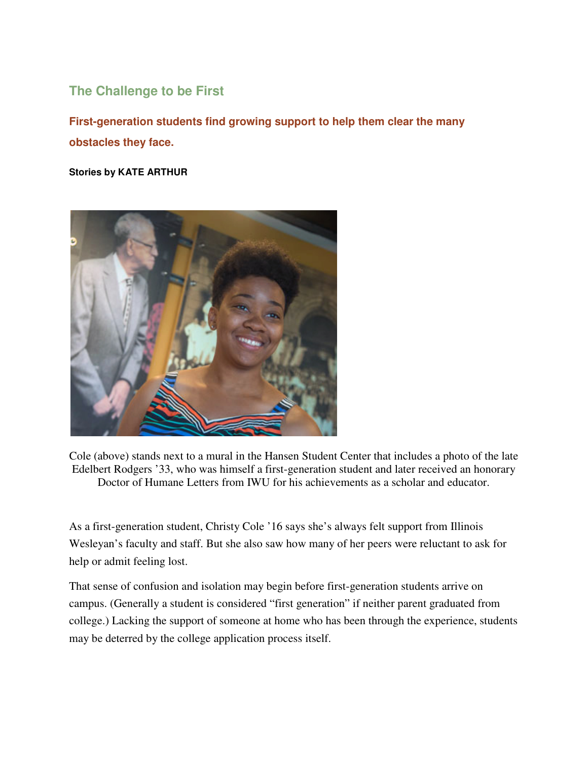## The Challenge to be First

### First-generation students find growing support to help them clear the many obstacles they face.

**Stories by KATE ARTHUR**

Cole (above) stands next to a mural in the Hansen Student Center that includes a photo of the late Edelbert Rodgers '33, who was himself a first-generation student and later received an honorary Doctor of Humane Letters from IWU for his achievements as a scholar and educator.

As a first-generation student, Christy Cole '16 says she's always felt support from Illinois Wesleyan's faculty and staff. But she also saw how many of her peers were reluctant to ask for help or admit feeling lost.

That sense of confusion and isolation may begin before first-generation students arrive on campus. (Generally a student is considered "first generation" if neither parent graduated from college.) Lacking the support of someone at home who has been through the experience, students may be deterred by the college application process itself.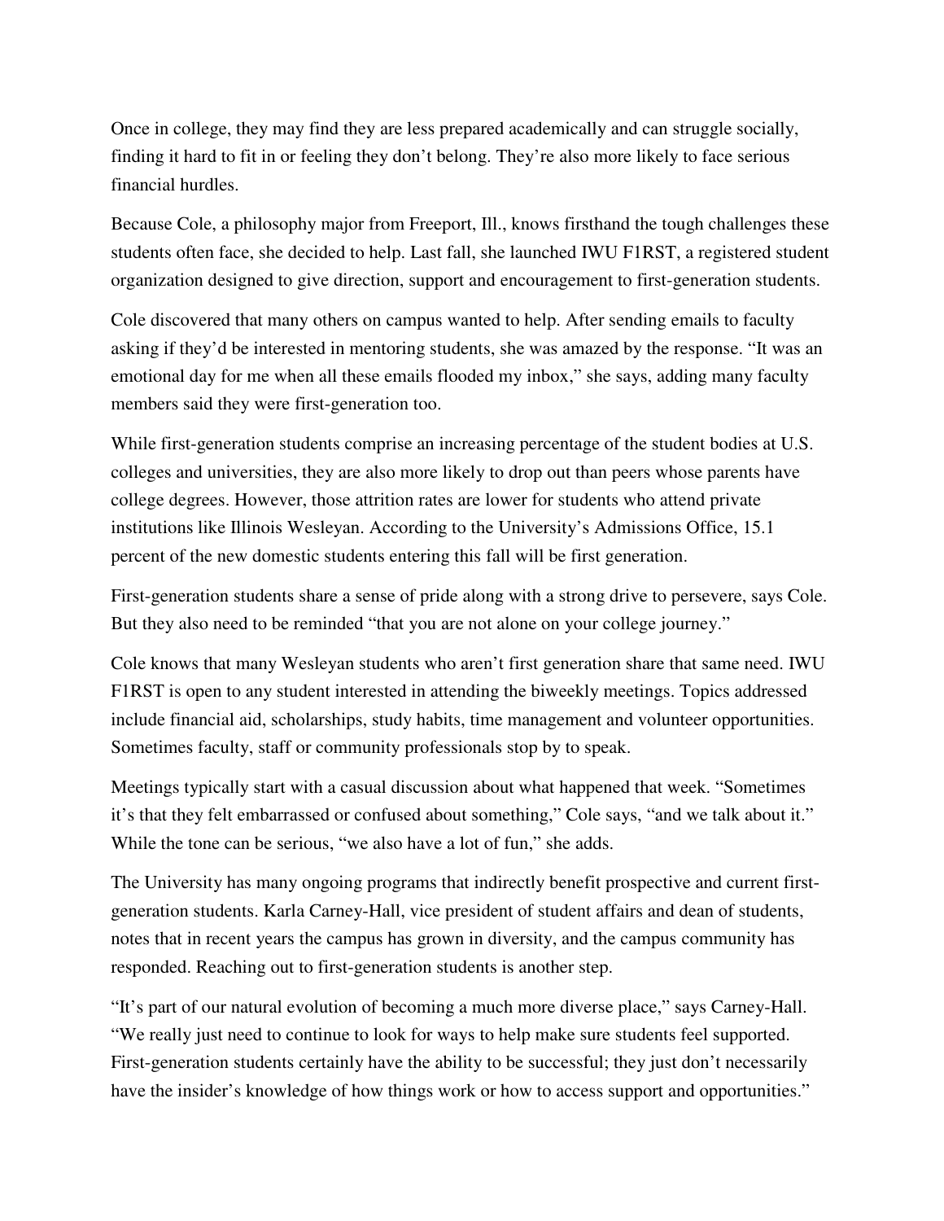Once in college, they may find they are less prepared academically and can struggle socially, finding it hard to fit in or feeling they don't belong. They're also more likely to face serious financial hurdles.

Because Cole, a philosophy major from Freeport, Ill., knows firsthand the tough challenges these students often face, she decided to help. Last fall, she launched IWU F1RST, a registered student organization designed to give direction, support and encouragement to first-generation students.

Cole discovered that many others on campus wanted to help. After sending emails to faculty asking if they'd be interested in mentoring students, she was amazed by the response. "It was an emotional day for me when all these emails flooded my inbox," she says, adding many faculty members said they were first-generation too.

While first-generation students comprise an increasing percentage of the student bodies at U.S. colleges and universities, they are also more likely to drop out than peers whose parents have college degrees. However, those attrition rates are lower for students who attend private institutions like Illinois Wesleyan. According to the University's Admissions Office, 15.1 percent of the new domestic students entering this fall will be first generation.

First-generation students share a sense of pride along with a strong drive to persevere, says Cole. But they also need to be reminded "that you are not alone on your college journey."

Cole knows that many Wesleyan students who aren't first generation share that same need. IWU F1RST is open to any student interested in attending the biweekly meetings. Topics addressed include financial aid, scholarships, study habits, time management and volunteer opportunities. Sometimes faculty, staff or community professionals stop by to speak.

Meetings typically start with a casual discussion about what happened that week. "Sometimes it's that they felt embarrassed or confused about something," Cole says, "and we talk about it." While the tone can be serious, "we also have a lot of fun," she adds.

The University has many ongoing programs that indirectly benefit prospective and current first-generation students. Karla Carney-Hall, vice president of student affairs and dean of students, notes that in recent years the campus has grown in diversity, and the campus community has responded. Reaching out to first-generation students is another step.

"It's part of our natural evolution of becoming a much more diverse place," says Carney-Hall. "We really just need to continue to look for ways to help make sure students feel supported. First-generation students certainly have the ability to be successful; they just don't necessarily have the insider's knowledge of how things work or how to access support and opportunities."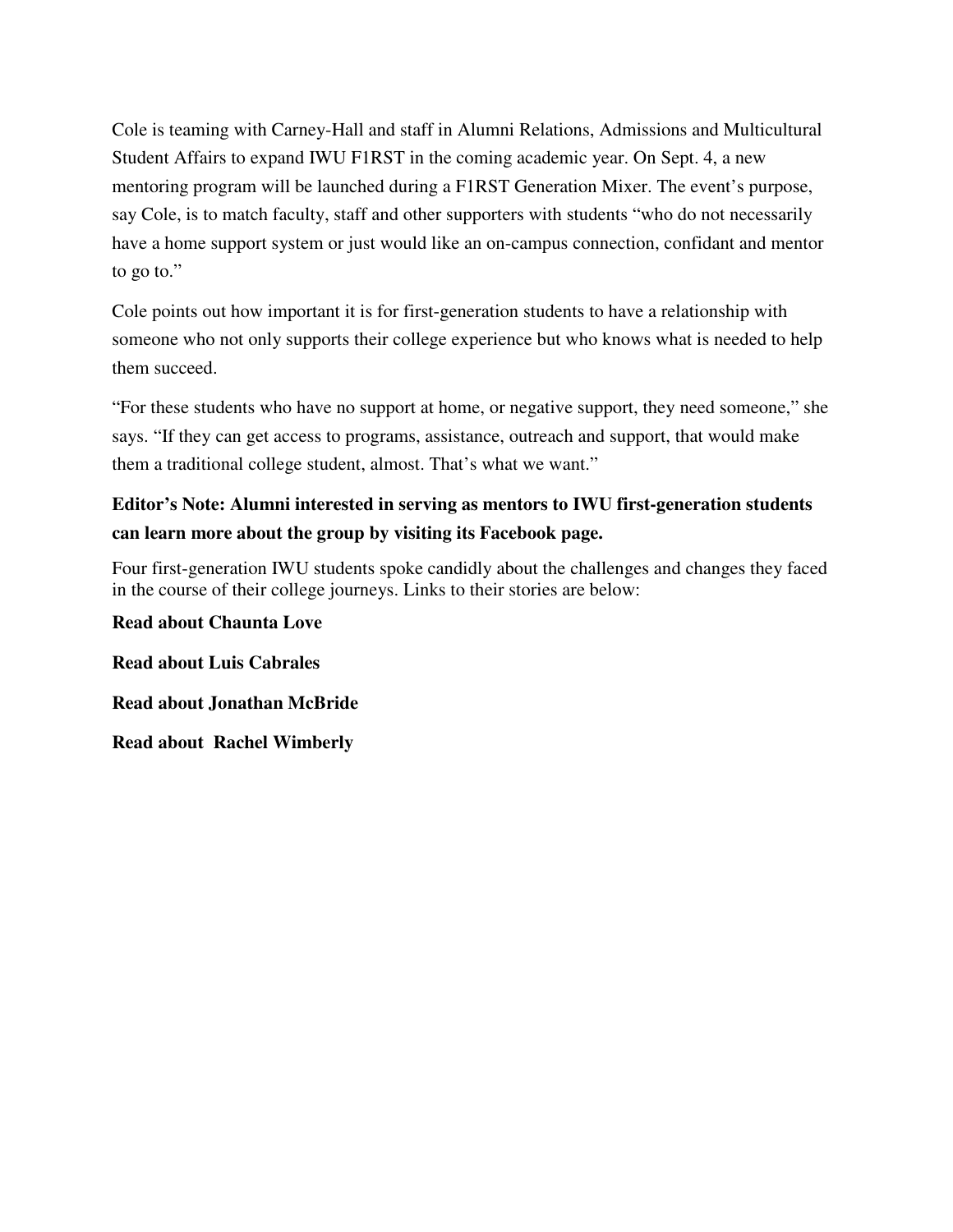Cole is teaming with Carney-Hall and staff in Alumni Relations, Admissions and Multicultural Student Affairs to expand IWU F1RST in the coming academic year. On Sept. 4, a new mentoring program will be launched during a F1RST Generation Mixer. The event's purpose, say Cole, is to match faculty, staff and other supporters with students "who do not necessarily have a home support system or just would like an on-campus connection, confidant and mentor to go to."

Cole points out how important it is for first-generation students to have a relationship with someone who not only supports their college experience but who knows what is needed to help them succeed.

"For these students who have no support at home, or negative support, they need someone," she says. "If they can get access to programs, assistance, outreach and support, that would make them a traditional college student, almost. That's what we want."

**Editor's Note: Alumni interested in serving as mentors to IWU first-generation students can learn more about the group by visiting its Facebook page.**

Four first-generation IWU students spoke candidly about the challenges and changes they faced in the course of their college journeys. Links to their stories are below:

**Read about Chaunta Love**

**Read about Luis Cabrales**

**Read about Jonathan McBride**

**Read about Rachel Wimberly**